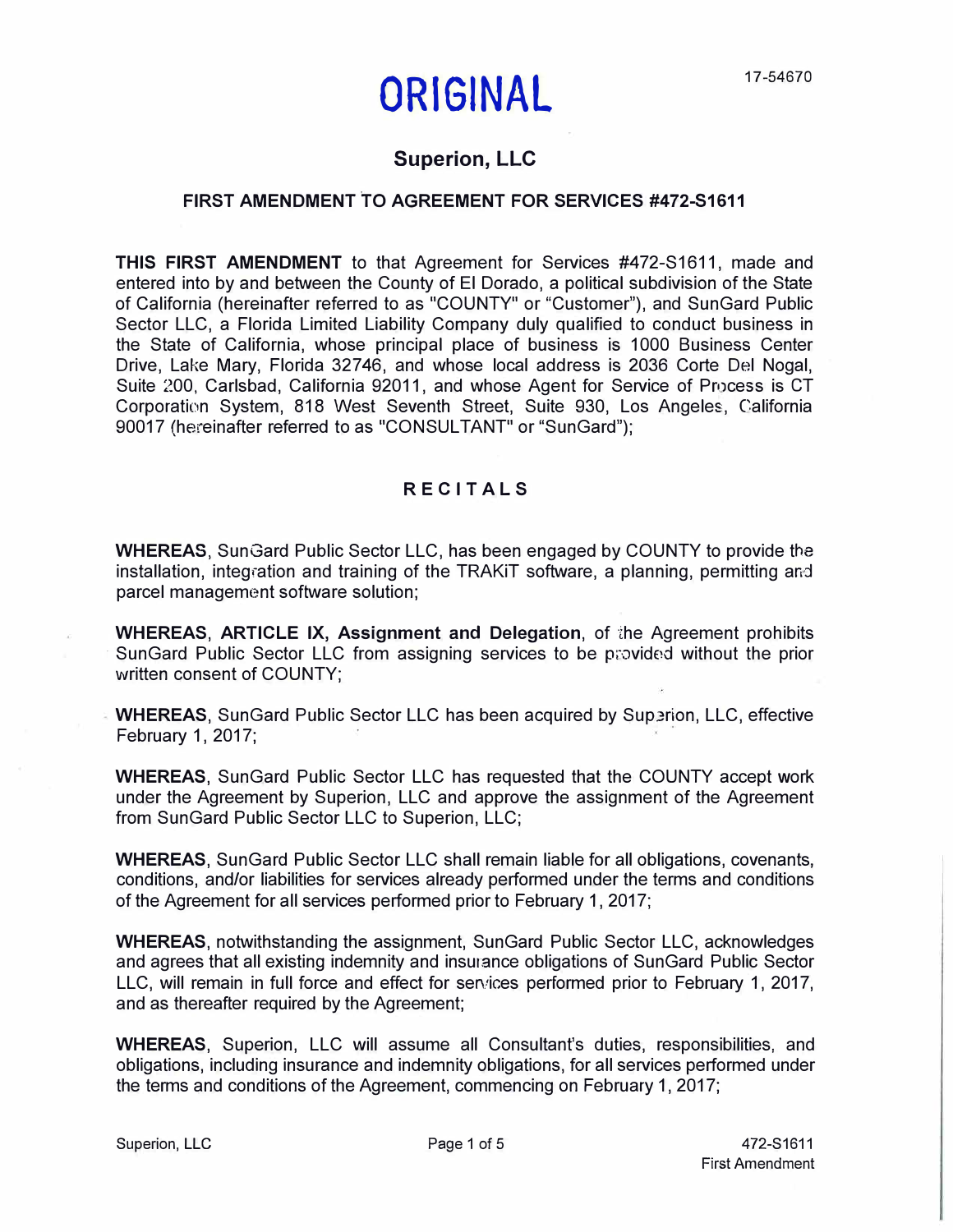17-54670

# ORIGINAL

## Superion, LLC

### FIRST AMENDMENT TO AGREEMENT FOR SERVICES #472-S1611

**THIS FIRST AMENDMENT** to that Agreement for Services #472-S1611, made and entered into by and between the County of El Dorado, a political subdivision of the State of California (hereinafter referred to as "COUNTY" or "Customer"), and SunGard Public Sector LLC, a Florida Limited Liability Company duly qualified to conduct business in the State of California, whose principal place of business is 1000 Business Center Drive, Lake Mary, Florida 32746, and whose local address is 2036 Corte Del Nogal, Suite 200, Carlsbad, California 92011, and whose Agent for Service of Process is CT Corporation System, 818 West Seventh Street, Suite 930, Los Angeles, California 90017 (hereinafter referred to as "CONSULTANT" or "SunGard");

### RECITALS

**WHEREAS**, SunGard Public Sector LLC, has been engaged by COUNTY to provide the installation, integration and training of the TRAKiT software, a planning, permitting and parcel management software solution;

**WHEREAS**, **ARTICLE IX, Assignment and Delegation**, of the Agreement prohibits SunGard Public Sector LLC from assigning services to be provided without the prior written consent of COUNTY;

**WHEREAS**, SunGard Public Sector LLC has been acquired by Superion, LLC, effective February 1, 2017;

**WHEREAS**, SunGard Public Sector LLC has requested that the COUNTY accept work under the Agreement by Superion, LLC and approve the assignment of the Agreement from SunGard Public Sector LLC to Superion, LLC;

**WHEREAS**, SunGard Public Sector LLC shall remain liable for all obligations, covenants, conditions, and/or liabilities for services already performed under the terms and conditions of the Agreement for all services performed prior to February 1, 2017;

**WHEREAS**, notwithstanding the assignment, SunGard Public Sector LLC, acknowledges and agrees that all existing indemnity and insurance obligations of SunGard Public Sector LLC, will remain in full force and effect for services performed prior to February 1, 2017, and as thereafter required by the Agreement;

**WHEREAS**, Superion, LLC will assume all Consultant's duties, responsibilities, and obligations, including insurance and indemnity obligations, for all services performed under the terms and conditions of the Agreement, commencing on February 1, 2017;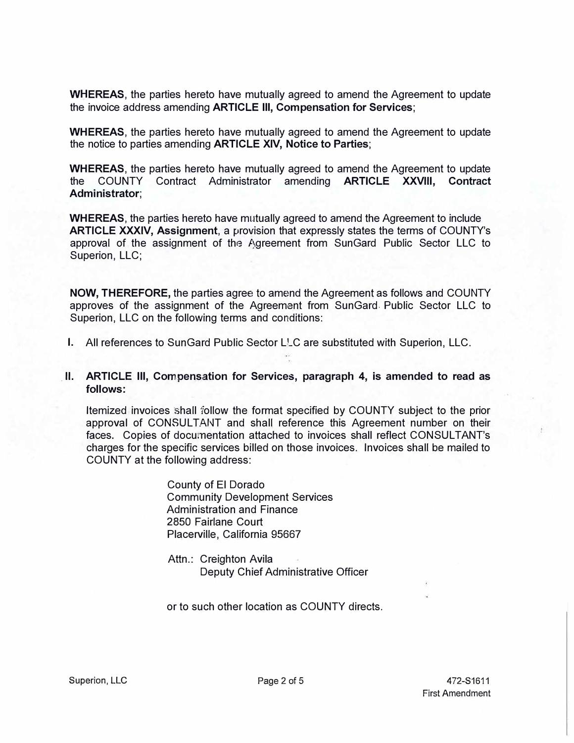**WHEREAS**, the parties hereto have mutually agreed to amend the Agreement to update the invoice address amending **ARTICLE III, Compensation for Services**;

**WHEREAS**, the parties hereto have mutually agreed to amend the Agreement to update the notice to parties amending **ARTICLE XIV, Notice to Parties**;

**WHEREAS**, the parties hereto have mutually agreed to amend the Agreement to update the COUNTY Contract Administrator amending **ARTICLE XXVIII, Contract Administrator**;

**WHEREAS**, the parties hereto have mutually agreed to amend the Agreement to include **ARTICLE XXXIV, Assignment**, a provision that expressly states the terms of COUNTY's approval of the assignment of the Agreement from SunGard Public Sector LLC to Superion, LLC;

**NOW, THEREFORE,** the parties agree to amend the Agreement as follows and COUNTY approves of the assignment of the Agreement from SunGard Public Sector LLC to Superion, LLC on the following terms and conditions:

I. All references to SunGard Public Sector LLC are substituted with Superion, LLC.

II. **ARTICLE III, Compensation for Services, paragraph 4, is amended to read as follows:**

Itemized invoices shall follow the format specified by COUNTY subject to the prior approval of CONSULTANT and shall reference this Agreement number on their faces. Copies of documentation attached to invoices shall reflect CONSULTANT's charges for the specific services billed on those invoices. Invoices shall be mailed to COUNTY at the following address:

County of El Dorado
Community Development Services
Administration and Finance
2850 Fairlane Court
Placerville, California 95667

Attn.: Creighton Avila
Deputy Chief Administrative Officer

or to such other location as COUNTY directs.

Superion, LLC | 472-S1611 First Amendment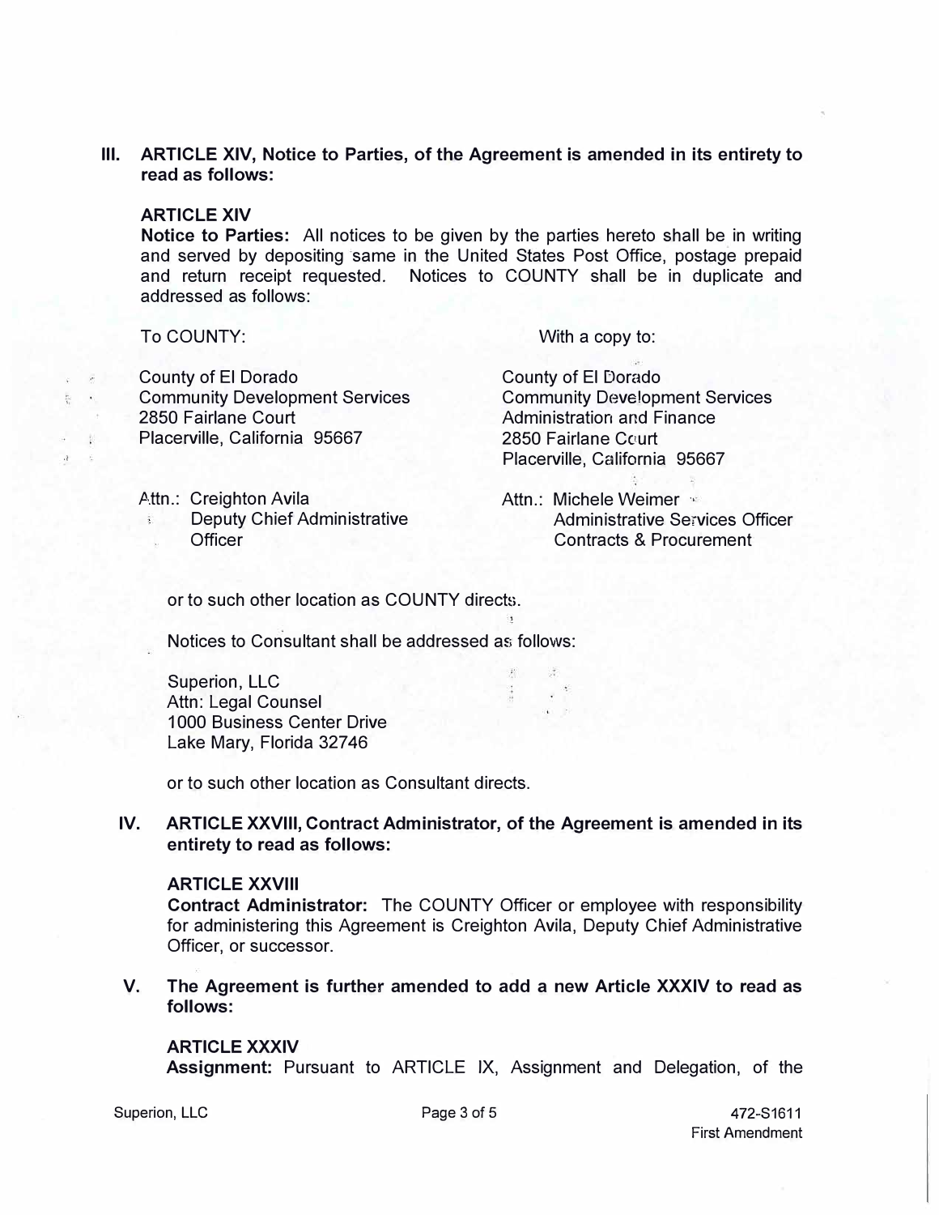**III. ARTICLE XIV, Notice to Parties, of the Agreement is amended in its entirety to read as follows:**

**ARTICLE XIV**

**Notice to Parties:** All notices to be given by the parties hereto shall be in writing and served by depositing same in the United States Post Office, postage prepaid and return receipt requested. Notices to COUNTY shall be in duplicate and addressed as follows:

To COUNTY:

County of El Dorado
Community Development Services
2850 Fairlane Court
Placerville, California 95667

Attn.: Creighton Avila
Deputy Chief Administrative Officer

With a copy to:

County of El Dorado
Community Development Services
Administration and Finance
2850 Fairlane Court
Placerville, California 95667

Attn.: Michele Weimer
Administrative Services Officer
Contracts & Procurement

or to such other location as COUNTY directs.

Notices to Consultant shall be addressed as follows:

Superion, LLC
Attn: Legal Counsel
1000 Business Center Drive
Lake Mary, Florida 32746

or to such other location as Consultant directs.

**IV. ARTICLE XXVIII, Contract Administrator, of the Agreement is amended in its entirety to read as follows:**

**ARTICLE XXVIII**

**Contract Administrator:** The COUNTY Officer or employee with responsibility for administering this Agreement is Creighton Avila, Deputy Chief Administrative Officer, or successor.

**V. The Agreement is further amended to add a new Article XXXIV to read as follows:**

**ARTICLE XXXIV**

**Assignment:** Pursuant to ARTICLE IX, Assignment and Delegation, of the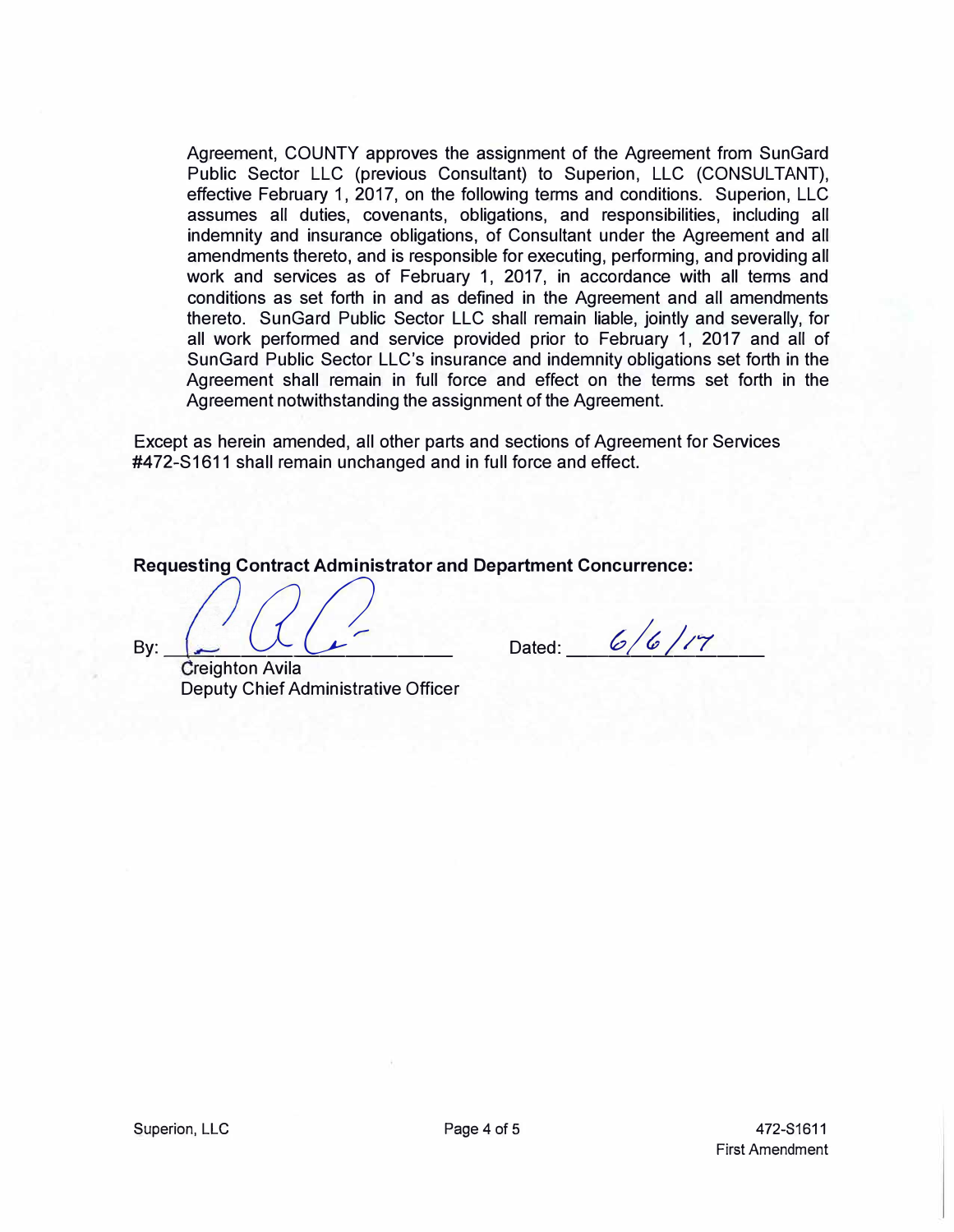Agreement, COUNTY approves the assignment of the Agreement from SunGard Public Sector LLC (previous Consultant) to Superion, LLC (CONSULTANT), effective February 1, 2017, on the following terms and conditions. Superion, LLC assumes all duties, covenants, obligations, and responsibilities, including all indemnity and insurance obligations, of Consultant under the Agreement and all amendments thereto, and is responsible for executing, performing, and providing all work and services as of February 1, 2017, in accordance with all terms and conditions as set forth in and as defined in the Agreement and all amendments thereto. SunGard Public Sector LLC shall remain liable, jointly and severally, for all work performed and service provided prior to February 1, 2017 and all of SunGard Public Sector LLC's insurance and indemnity obligations set forth in the Agreement shall remain in full force and effect on the terms set forth in the Agreement notwithstanding the assignment of the Agreement.

Except as herein amended, all other parts and sections of Agreement for Services #472-S1611 shall remain unchanged and in full force and effect.

**Requesting Contract Administrator and Department Concurrence:**

By: ____________________________ Dated: 6/6/17

Creighton Avila
Deputy Chief Administrative Officer

Superion, LLC

472-S1611
First Amendment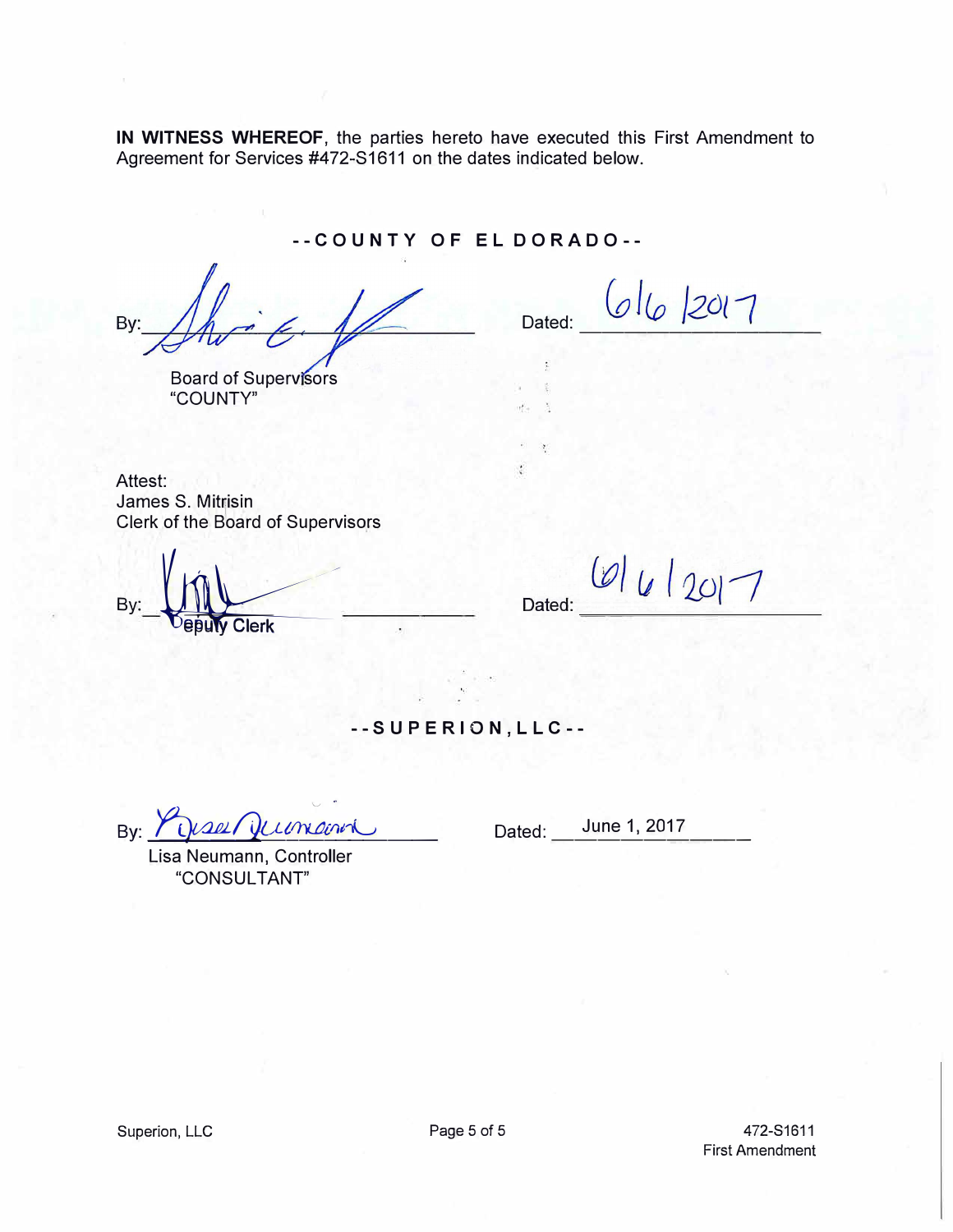**IN WITNESS WHEREOF**, the parties hereto have executed this First Amendment to Agreement for Services #472-S1611 on the dates indicated below.

--COUNTY OF EL DORADO--

By: _________________________ Dated: 6/6/2017

Board of Supervisors
"COUNTY"

Attest:
James S. Mitrisin
Clerk of the Board of Supervisors

By: _________________________ Dated: 6/6/2017
Deputy Clerk

--SUPERION, LLC--

By: _________________________ Dated: June 1, 2017
Lisa Neumann, Controller
"CONSULTANT"

Superion, LLC

472-S1611
First Amendment